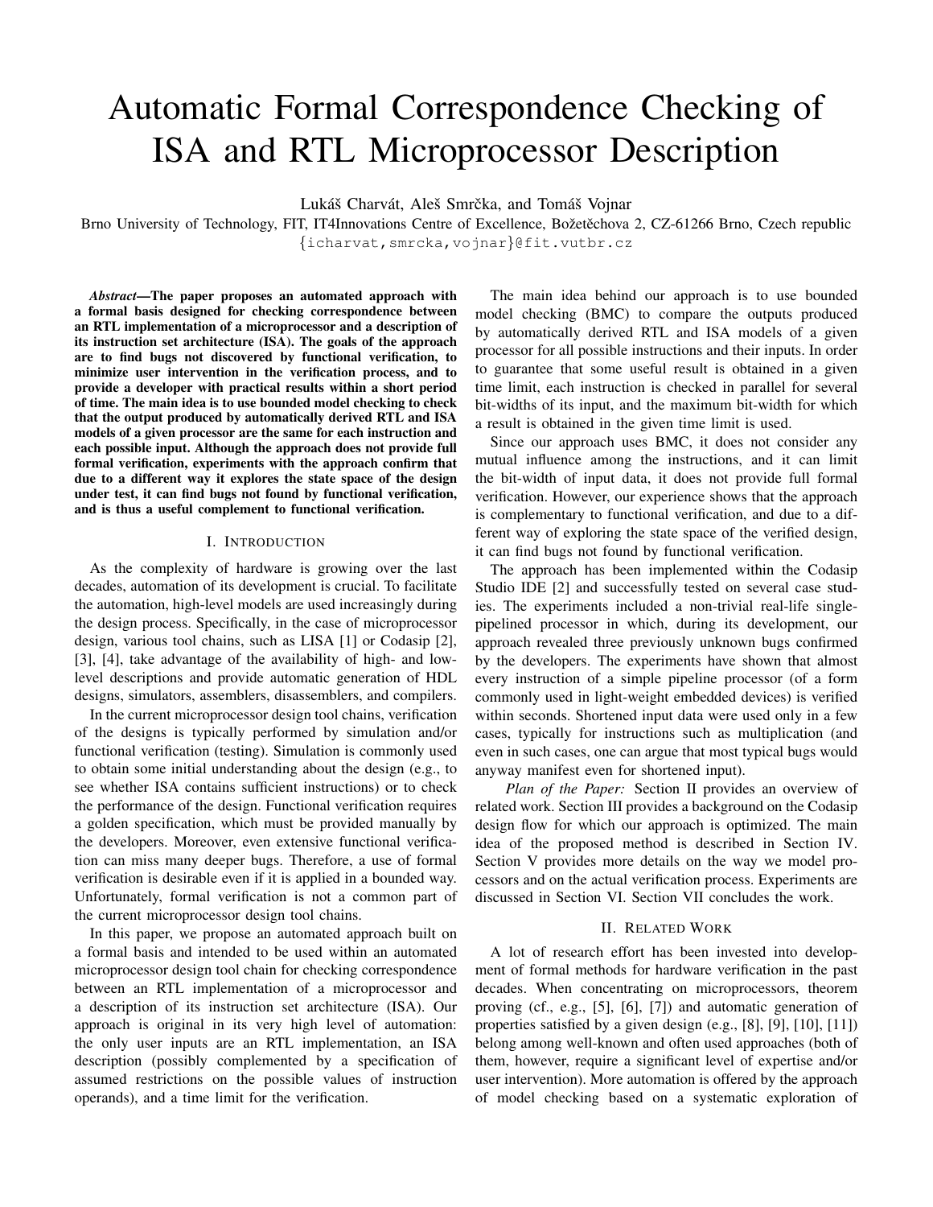# Automatic Formal Correspondence Checking of ISA and RTL Microprocessor Description

Lukáš Charvát, Aleš Smrčka, and Tomáš Vojnar

Brno University of Technology, FIT, IT4Innovations Centre of Excellence, Božetěchova 2, CZ-61266 Brno, Czech republic

{icharvat,smrcka,vojnar}@fit.vutbr.cz

***Abstract*—The paper proposes an automated approach with a formal basis designed for checking correspondence between an RTL implementation of a microprocessor and a description of its instruction set architecture (ISA). The goals of the approach are to find bugs not discovered by functional verification, to minimize user intervention in the verification process, and to provide a developer with practical results within a short period of time. The main idea is to use bounded model checking to check that the output produced by automatically derived RTL and ISA models of a given processor are the same for each instruction and each possible input. Although the approach does not provide full formal verification, experiments with the approach confirm that due to a different way it explores the state space of the design under test, it can find bugs not found by functional verification, and is thus a useful complement to functional verification.**

## I. Introduction

As the complexity of hardware is growing over the last decades, automation of its development is crucial. To facilitate the automation, high-level models are used increasingly during the design process. Specifically, in the case of microprocessor design, various tool chains, such as LISA [1] or Codasip [2], [3], [4], take advantage of the availability of high- and low-level descriptions and provide automatic generation of HDL designs, simulators, assemblers, disassemblers, and compilers.

In the current microprocessor design tool chains, verification of the designs is typically performed by simulation and/or functional verification (testing). Simulation is commonly used to obtain some initial understanding about the design (e.g., to see whether ISA contains sufficient instructions) or to check the performance of the design. Functional verification requires a golden specification, which must be provided manually by the developers. Moreover, even extensive functional verification can miss many deeper bugs. Therefore, a use of formal verification is desirable even if it is applied in a bounded way. Unfortunately, formal verification is not a common part of the current microprocessor design tool chains.

In this paper, we propose an automated approach built on a formal basis and intended to be used within an automated microprocessor design tool chain for checking correspondence between an RTL implementation of a microprocessor and a description of its instruction set architecture (ISA). Our approach is original in its very high level of automation: the only user inputs are an RTL implementation, an ISA description (possibly complemented by a specification of assumed restrictions on the possible values of instruction operands), and a time limit for the verification.

The main idea behind our approach is to use bounded model checking (BMC) to compare the outputs produced by automatically derived RTL and ISA models of a given processor for all possible instructions and their inputs. In order to guarantee that some useful result is obtained in a given time limit, each instruction is checked in parallel for several bit-widths of its input, and the maximum bit-width for which a result is obtained in the given time limit is used.

Since our approach uses BMC, it does not consider any mutual influence among the instructions, and it can limit the bit-width of input data, it does not provide full formal verification. However, our experience shows that the approach is complementary to functional verification, and due to a different way of exploring the state space of the verified design, it can find bugs not found by functional verification.

The approach has been implemented within the Codasip Studio IDE [2] and successfully tested on several case studies. The experiments included a non-trivial real-life single-pipelined processor in which, during its development, our approach revealed three previously unknown bugs confirmed by the developers. The experiments have shown that almost every instruction of a simple pipeline processor (of a form commonly used in light-weight embedded devices) is verified within seconds. Shortened input data were used only in a few cases, typically for instructions such as multiplication (and even in such cases, one can argue that most typical bugs would anyway manifest even for shortened input).

*Plan of the Paper:* Section II provides an overview of related work. Section III provides a background on the Codasip design flow for which our approach is optimized. The main idea of the proposed method is described in Section IV. Section V provides more details on the way we model processors and on the actual verification process. Experiments are discussed in Section VI. Section VII concludes the work.

## II. Related Work

A lot of research effort has been invested into development of formal methods for hardware verification in the past decades. When concentrating on microprocessors, theorem proving (cf., e.g., [5], [6], [7]) and automatic generation of properties satisfied by a given design (e.g., [8], [9], [10], [11]) belong among well-known and often used approaches (both of them, however, require a significant level of expertise and/or user intervention). More automation is offered by the approach of model checking based on a systematic exploration of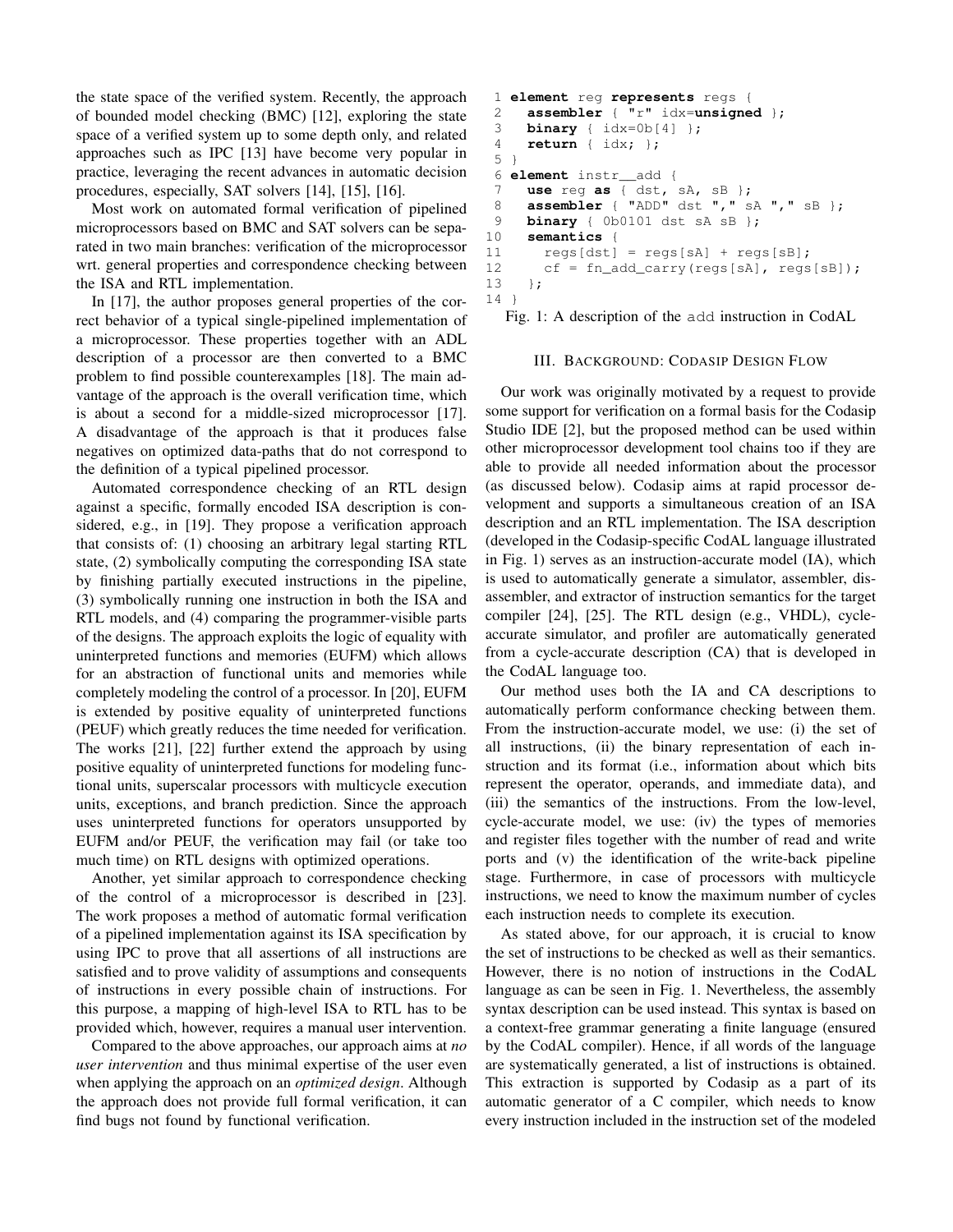the state space of the verified system. Recently, the approach of bounded model checking (BMC) [12], exploring the state space of a verified system up to some depth only, and related approaches such as IPC [13] have become very popular in practice, leveraging the recent advances in automatic decision procedures, especially, SAT solvers [14], [15], [16].

Most work on automated formal verification of pipelined microprocessors based on BMC and SAT solvers can be separated in two main branches: verification of the microprocessor wrt. general properties and correspondence checking between the ISA and RTL implementation.

In [17], the author proposes general properties of the correct behavior of a typical single-pipelined implementation of a microprocessor. These properties together with an ADL description of a processor are then converted to a BMC problem to find possible counterexamples [18]. The main advantage of the approach is the overall verification time, which is about a second for a middle-sized microprocessor [17]. A disadvantage of the approach is that it produces false negatives on optimized data-paths that do not correspond to the definition of a typical pipelined processor.

Automated correspondence checking of an RTL design against a specific, formally encoded ISA description is considered, e.g., in [19]. They propose a verification approach that consists of: (1) choosing an arbitrary legal starting RTL state, (2) symbolically computing the corresponding ISA state by finishing partially executed instructions in the pipeline, (3) symbolically running one instruction in both the ISA and RTL models, and (4) comparing the programmer-visible parts of the designs. The approach exploits the logic of equality with uninterpreted functions and memories (EUFM) which allows for an abstraction of functional units and memories while completely modeling the control of a processor. In [20], EUFM is extended by positive equality of uninterpreted functions (PEUF) which greatly reduces the time needed for verification. The works [21], [22] further extend the approach by using positive equality of uninterpreted functions for modeling functional units, superscalar processors with multicycle execution units, exceptions, and branch prediction. Since the approach uses uninterpreted functions for operators unsupported by EUFM and/or PEUF, the verification may fail (or take too much time) on RTL designs with optimized operations.

Another, yet similar approach to correspondence checking of the control of a microprocessor is described in [23]. The work proposes a method of automatic formal verification of a pipelined implementation against its ISA specification by using IPC to prove that all assertions of all instructions are satisfied and to prove validity of assumptions and consequents of instructions in every possible chain of instructions. For this purpose, a mapping of high-level ISA to RTL has to be provided which, however, requires a manual user intervention.

Compared to the above approaches, our approach aims at *no user intervention* and thus minimal expertise of the user even when applying the approach on an *optimized design*. Although the approach does not provide full formal verification, it can find bugs not found by functional verification.

```
 1 element reg represents regs {
 2   assembler { "r" idx=unsigned };
 3   binary { idx=0b[4] };
 4   return { idx; };
 5 }
 6 element instr__add {
 7   use reg as { dst, sA, sB };
 8   assembler { "ADD" dst "," sA "," sB };
 9   binary { 0b0101 dst sA sB };
10   semantics {
11     regs[dst] = regs[sA] + regs[sB];
12     cf = fn_add_carry(regs[sA], regs[sB]);
13   };
14 }
```

Fig. 1: A description of the `add` instruction in CodAL

## III. Background: Codasip Design Flow

Our work was originally motivated by a request to provide some support for verification on a formal basis for the Codasip Studio IDE [2], but the proposed method can be used within other microprocessor development tool chains too if they are able to provide all needed information about the processor (as discussed below). Codasip aims at rapid processor development and supports a simultaneous creation of an ISA description and an RTL implementation. The ISA description (developed in the Codasip-specific CodAL language illustrated in Fig. 1) serves as an instruction-accurate model (IA), which is used to automatically generate a simulator, assembler, disassembler, and extractor of instruction semantics for the target compiler [24], [25]. The RTL design (e.g., VHDL), cycle-accurate simulator, and profiler are automatically generated from a cycle-accurate description (CA) that is developed in the CodAL language too.

Our method uses both the IA and CA descriptions to automatically perform conformance checking between them. From the instruction-accurate model, we use: (i) the set of all instructions, (ii) the binary representation of each instruction and its format (i.e., information about which bits represent the operator, operands, and immediate data), and (iii) the semantics of the instructions. From the low-level, cycle-accurate model, we use: (iv) the types of memories and register files together with the number of read and write ports and (v) the identification of the write-back pipeline stage. Furthermore, in case of processors with multicycle instructions, we need to know the maximum number of cycles each instruction needs to complete its execution.

As stated above, for our approach, it is crucial to know the set of instructions to be checked as well as their semantics. However, there is no notion of instructions in the CodAL language as can be seen in Fig. 1. Nevertheless, the assembly syntax description can be used instead. This syntax is based on a context-free grammar generating a finite language (ensured by the CodAL compiler). Hence, if all words of the language are systematically generated, a list of instructions is obtained. This extraction is supported by Codasip as a part of its automatic generator of a C compiler, which needs to know every instruction included in the instruction set of the modeled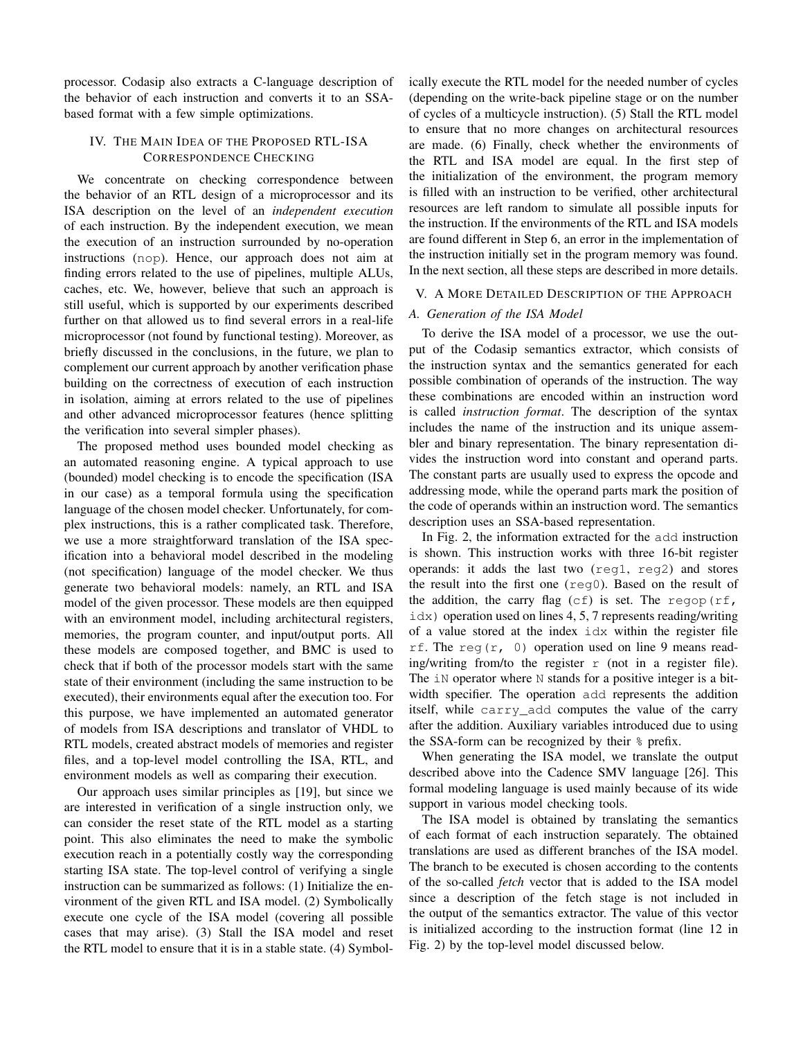processor. Codasip also extracts a C-language description of the behavior of each instruction and converts it to an SSA-based format with a few simple optimizations.

## IV. The Main Idea of the Proposed RTL-ISA Correspondence Checking

We concentrate on checking correspondence between the behavior of an RTL design of a microprocessor and its ISA description on the level of an *independent execution* of each instruction. By the independent execution, we mean the execution of an instruction surrounded by no-operation instructions (`nop`). Hence, our approach does not aim at finding errors related to the use of pipelines, multiple ALUs, caches, etc. We, however, believe that such an approach is still useful, which is supported by our experiments described further on that allowed us to find several errors in a real-life microprocessor (not found by functional testing). Moreover, as briefly discussed in the conclusions, in the future, we plan to complement our current approach by another verification phase building on the correctness of execution of each instruction in isolation, aiming at errors related to the use of pipelines and other advanced microprocessor features (hence splitting the verification into several simpler phases).

The proposed method uses bounded model checking as an automated reasoning engine. A typical approach to use (bounded) model checking is to encode the specification (ISA in our case) as a temporal formula using the specification language of the chosen model checker. Unfortunately, for complex instructions, this is a rather complicated task. Therefore, we use a more straightforward translation of the ISA specification into a behavioral model described in the modeling (not specification) language of the model checker. We thus generate two behavioral models: namely, an RTL and ISA model of the given processor. These models are then equipped with an environment model, including architectural registers, memories, the program counter, and input/output ports. All these models are composed together, and BMC is used to check that if both of the processor models start with the same state of their environment (including the same instruction to be executed), their environments equal after the execution too. For this purpose, we have implemented an automated generator of models from ISA descriptions and translator of VHDL to RTL models, created abstract models of memories and register files, and a top-level model controlling the ISA, RTL, and environment models as well as comparing their execution.

Our approach uses similar principles as [19], but since we are interested in verification of a single instruction only, we can consider the reset state of the RTL model as a starting point. This also eliminates the need to make the symbolic execution reach in a potentially costly way the corresponding starting ISA state. The top-level control of verifying a single instruction can be summarized as follows: (1) Initialize the environment of the given RTL and ISA model. (2) Symbolically execute one cycle of the ISA model (covering all possible cases that may arise). (3) Stall the ISA model and reset the RTL model to ensure that it is in a stable state. (4) Symbolically execute the RTL model for the needed number of cycles (depending on the write-back pipeline stage or on the number of cycles of a multicycle instruction). (5) Stall the RTL model to ensure that no more changes on architectural resources are made. (6) Finally, check whether the environments of the RTL and ISA model are equal. In the first step of the initialization of the environment, the program memory is filled with an instruction to be verified, other architectural resources are left random to simulate all possible inputs for the instruction. If the environments of the RTL and ISA models are found different in Step 6, an error in the implementation of the instruction initially set in the program memory was found. In the next section, all these steps are described in more details.

## V. A More Detailed Description of the Approach

### A. Generation of the ISA Model

To derive the ISA model of a processor, we use the output of the Codasip semantics extractor, which consists of the instruction syntax and the semantics generated for each possible combination of operands of the instruction. The way these combinations are encoded within an instruction word is called *instruction format*. The description of the syntax includes the name of the instruction and its unique assembler and binary representation. The binary representation divides the instruction word into constant and operand parts. The constant parts are usually used to express the opcode and addressing mode, while the operand parts mark the position of the code of operands within an instruction word. The semantics description uses an SSA-based representation.

In Fig. 2, the information extracted for the `add` instruction is shown. This instruction works with three 16-bit register operands: it adds the last two (`reg1`, `reg2`) and stores the result into the first one (`reg0`). Based on the result of the addition, the carry flag (`cf`) is set. The `regop(rf, idx)` operation used on lines 4, 5, 7 represents reading/writing of a value stored at the index `idx` within the register file `rf`. The `reg(r, 0)` operation used on line 9 means reading/writing from/to the register `r` (not in a register file). The `iN` operator where `N` stands for a positive integer is a bit-width specifier. The operation `add` represents the addition itself, while `carry_add` computes the value of the carry after the addition. Auxiliary variables introduced due to using the SSA-form can be recognized by their `%` prefix.

When generating the ISA model, we translate the output described above into the Cadence SMV language [26]. This formal modeling language is used mainly because of its wide support in various model checking tools.

The ISA model is obtained by translating the semantics of each format of each instruction separately. The obtained translations are used as different branches of the ISA model. The branch to be executed is chosen according to the contents of the so-called *fetch* vector that is added to the ISA model since a description of the fetch stage is not included in the output of the semantics extractor. The value of this vector is initialized according to the instruction format (line 12 in Fig. 2) by the top-level model discussed below.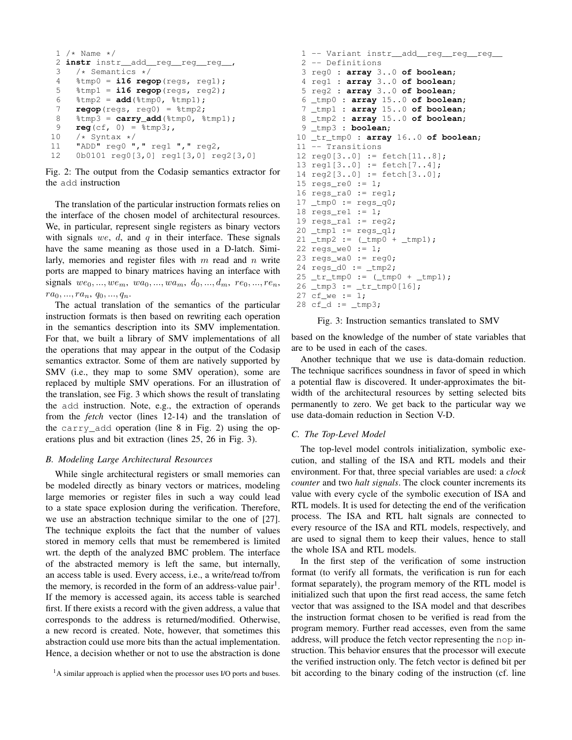```
1 /* Name */
2 instr instr__add__reg__reg__reg__,
3   /* Semantics */
4   %tmp0 = i16 regop(regs, reg1);
5   %tmp1 = i16 regop(regs, reg2);
6   %tmp2 = add(%tmp0, %tmp1);
7   regop(regs, reg0) = %tmp2;
8   %tmp3 = carry_add(%tmp0, %tmp1);
9   reg(cf, 0) = %tmp3;,
10  /* Syntax */
11  "ADD" reg0 "," reg1 "," reg2,
12  0b0101 reg0[3,0] reg1[3,0] reg2[3,0]
```

Fig. 2: The output from the Codasip semantics extractor for the add instruction

The translation of the particular instruction formats relies on the interface of the chosen model of architectural resources. We, in particular, represent single registers as binary vectors with signals $we$, $d$, and $q$ in their interface. These signals have the same meaning as those used in a D-latch. Similarly, memories and register files with $m$ read and $n$ write ports are mapped to binary matrices having an interface with signals $we_0, ..., we_m$, $wa_0, ..., wa_m$, $d_0, ..., d_m$, $re_0, ..., re_n$, $ra_0, ..., ra_n$, $q_0, ..., q_n$.

The actual translation of the semantics of the particular instruction formats is then based on rewriting each operation in the semantics description into its SMV implementation. For that, we built a library of SMV implementations of all the operations that may appear in the output of the Codasip semantics extractor. Some of them are natively supported by SMV (i.e., they map to some SMV operation), some are replaced by multiple SMV operations. For an illustration of the translation, see Fig. 3 which shows the result of translating the add instruction. Note, e.g., the extraction of operands from the *fetch* vector (lines 12-14) and the translation of the carry_add operation (line 8 in Fig. 2) using the operations plus and bit extraction (lines 25, 26 in Fig. 3).

### B. Modeling Large Architectural Resources

While single architectural registers or small memories can be modeled directly as binary vectors or matrices, modeling large memories or register files in such a way could lead to a state space explosion during the verification. Therefore, we use an abstraction technique similar to the one of [27]. The technique exploits the fact that the number of values stored in memory cells that must be remembered is limited wrt. the depth of the analyzed BMC problem. The interface of the abstracted memory is left the same, but internally, an access table is used. Every access, i.e., a write/read to/from the memory, is recorded in the form of an address-value pair[1]. If the memory is accessed again, its access table is searched first. If there exists a record with the given address, a value that corresponds to the address is returned/modified. Otherwise, a new record is created. Note, however, that sometimes this abstraction could use more bits than the actual implementation. Hence, a decision whether or not to use the abstraction is done

[1]A similar approach is applied when the processor uses I/O ports and buses.

```
1 -- Variant instr__add__reg__reg__reg__
2 -- Definitions
3 reg0 : array 3..0 of boolean;
4 reg1 : array 3..0 of boolean;
5 reg2 : array 3..0 of boolean;
6 _tmp0 : array 15..0 of boolean;
7 _tmp1 : array 15..0 of boolean;
8 _tmp2 : array 15..0 of boolean;
9 _tmp3 : boolean;
10 _tr_tmp0 : array 16..0 of boolean;
11 -- Transitions
12 reg0[3..0] := fetch[11..8];
13 reg1[3..0] := fetch[7..4];
14 reg2[3..0] := fetch[3..0];
15 regs_re0 := 1;
16 regs_ra0 := reg1;
17 _tmp0 := regs_q0;
18 regs_re1 := 1;
19 regs_ra1 := reg2;
20 _tmp1 := regs_q1;
21 _tmp2 := (_tmp0 + _tmp1);
22 regs_we0 := 1;
23 regs_wa0 := reg0;
24 regs_d0 := _tmp2;
25 _tr_tmp0 := (_tmp0 + _tmp1);
26 _tmp3 := _tr_tmp0[16];
27 cf_we := 1;
28 cf_d := _tmp3;
```

Fig. 3: Instruction semantics translated to SMV

based on the knowledge of the number of state variables that are to be used in each of the cases.

Another technique that we use is data-domain reduction. The technique sacrifices soundness in favor of speed in which a potential flaw is discovered. It under-approximates the bit-width of the architectural resources by setting selected bits permanently to zero. We get back to the particular way we use data-domain reduction in Section V-D.

### C. The Top-Level Model

The top-level model controls initialization, symbolic execution, and stalling of the ISA and RTL models and their environment. For that, three special variables are used: a *clock counter* and two *halt signals*. The clock counter increments its value with every cycle of the symbolic execution of ISA and RTL models. It is used for detecting the end of the verification process. The ISA and RTL halt signals are connected to every resource of the ISA and RTL models, respectively, and are used to signal them to keep their values, hence to stall the whole ISA and RTL models.

In the first step of the verification of some instruction format (to verify all formats, the verification is run for each format separately), the program memory of the RTL model is initialized such that upon the first read access, the same fetch vector that was assigned to the ISA model and that describes the instruction format chosen to be verified is read from the program memory. Further read accesses, even from the same address, will produce the fetch vector representing the nop instruction. This behavior ensures that the processor will execute the verified instruction only. The fetch vector is defined bit per bit according to the binary coding of the instruction (cf. line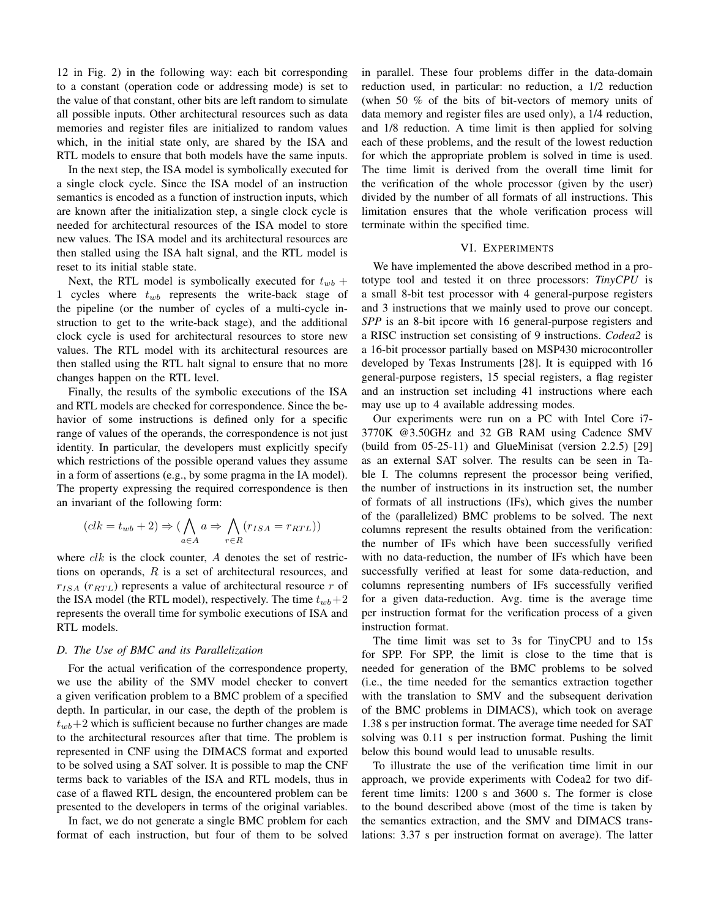12 in Fig. 2) in the following way: each bit corresponding to a constant (operation code or addressing mode) is set to the value of that constant, other bits are left random to simulate all possible inputs. Other architectural resources such as data memories and register files are initialized to random values which, in the initial state only, are shared by the ISA and RTL models to ensure that both models have the same inputs.

In the next step, the ISA model is symbolically executed for a single clock cycle. Since the ISA model of an instruction semantics is encoded as a function of instruction inputs, which are known after the initialization step, a single clock cycle is needed for architectural resources of the ISA model to store new values. The ISA model and its architectural resources are then stalled using the ISA halt signal, and the RTL model is reset to its initial stable state.

Next, the RTL model is symbolically executed for $t_{wb} + 1$ cycles where $t_{wb}$ represents the write-back stage of the pipeline (or the number of cycles of a multi-cycle instruction to get to the write-back stage), and the additional clock cycle is used for architectural resources to store new values. The RTL model with its architectural resources are then stalled using the RTL halt signal to ensure that no more changes happen on the RTL level.

Finally, the results of the symbolic executions of the ISA and RTL models are checked for correspondence. Since the behavior of some instructions is defined only for a specific range of values of the operands, the correspondence is not just identity. In particular, the developers must explicitly specify which restrictions of the possible operand values they assume in a form of assertions (e.g., by some pragma in the IA model). The property expressing the required correspondence is then an invariant of the following form:

$$(clk = t_{wb} + 2) \Rightarrow (\bigwedge_{a \in A} a \Rightarrow \bigwedge_{r \in R} (r_{ISA} = r_{RTL}))$$

where $clk$ is the clock counter, $A$ denotes the set of restrictions on operands, $R$ is a set of architectural resources, and $r_{ISA}$ ($r_{RTL}$) represents a value of architectural resource $r$ of the ISA model (the RTL model), respectively. The time $t_{wb}+2$ represents the overall time for symbolic executions of ISA and RTL models.

### D. The Use of BMC and its Parallelization

For the actual verification of the correspondence property, we use the ability of the SMV model checker to convert a given verification problem to a BMC problem of a specified depth. In particular, in our case, the depth of the problem is $t_{wb}+2$ which is sufficient because no further changes are made to the architectural resources after that time. The problem is represented in CNF using the DIMACS format and exported to be solved using a SAT solver. It is possible to map the CNF terms back to variables of the ISA and RTL models, thus in case of a flawed RTL design, the encountered problem can be presented to the developers in terms of the original variables.

In fact, we do not generate a single BMC problem for each format of each instruction, but four of them to be solved in parallel. These four problems differ in the data-domain reduction used, in particular: no reduction, a 1/2 reduction (when 50 % of the bits of bit-vectors of memory units of data memory and register files are used only), a 1/4 reduction, and 1/8 reduction. A time limit is then applied for solving each of these problems, and the result of the lowest reduction for which the appropriate problem is solved in time is used. The time limit is derived from the overall time limit for the verification of the whole processor (given by the user) divided by the number of all formats of all instructions. This limitation ensures that the whole verification process will terminate within the specified time.

## VI. Experiments

We have implemented the above described method in a prototype tool and tested it on three processors: ***TinyCPU*** is a small 8-bit test processor with 4 general-purpose registers and 3 instructions that we mainly used to prove our concept. ***SPP*** is an 8-bit ipcore with 16 general-purpose registers and a RISC instruction set consisting of 9 instructions. ***Codea2*** is a 16-bit processor partially based on MSP430 microcontroller developed by Texas Instruments [28]. It is equipped with 16 general-purpose registers, 15 special registers, a flag register and an instruction set including 41 instructions where each may use up to 4 available addressing modes.

Our experiments were run on a PC with Intel Core i7-3770K @3.50GHz and 32 GB RAM using Cadence SMV (build from 05-25-11) and GlueMinisat (version 2.2.5) [29] as an external SAT solver. The results can be seen in Table I. The columns represent the processor being verified, the number of instructions in its instruction set, the number of formats of all instructions (IFs), which gives the number of the (parallelized) BMC problems to be solved. The next columns represent the results obtained from the verification: the number of IFs which have been successfully verified with no data-reduction, the number of IFs which have been successfully verified at least for some data-reduction, and columns representing numbers of IFs successfully verified for a given data-reduction. Avg. time is the average time per instruction format for the verification process of a given instruction format.

The time limit was set to 3s for TinyCPU and to 15s for SPP. For SPP, the limit is close to the time that is needed for generation of the BMC problems to be solved (i.e., the time needed for the semantics extraction together with the translation to SMV and the subsequent derivation of the BMC problems in DIMACS), which took on average 1.38 s per instruction format. The average time needed for SAT solving was 0.11 s per instruction format. Pushing the limit below this bound would lead to unusable results.

To illustrate the use of the verification time limit in our approach, we provide experiments with Codea2 for two different time limits: 1200 s and 3600 s. The former is close to the bound described above (most of the time is taken by the semantics extraction, and the SMV and DIMACS translations: 3.37 s per instruction format on average). The latter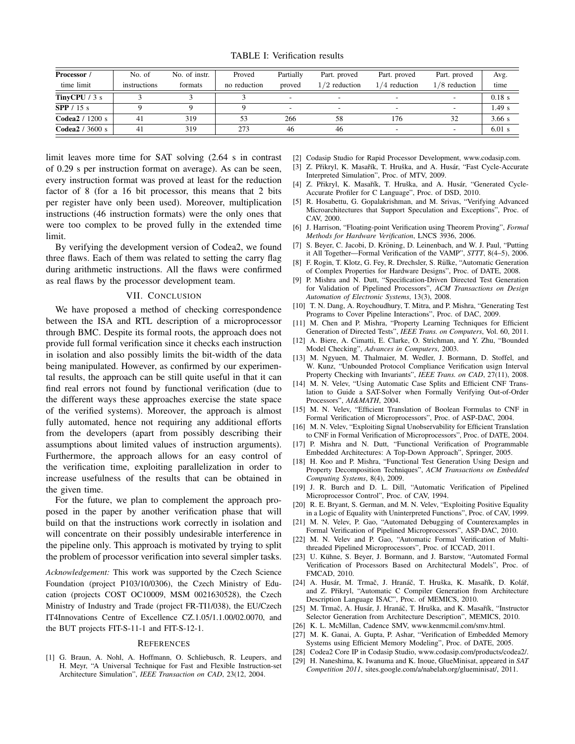TABLE I: Verification results

| Processor / time limit | No. of instructions | No. of instr. formats | Proved no reduction | Partially proved | Part. proved 1/2 reduction | Part. proved 1/4 reduction | Part. proved 1/8 reduction | Avg. time |
|---|---|---|---|---|---|---|---|---|
| **TinyCPU** / 3 s | 3 | 3 | 3 | - | - | - | - | 0.18 s |
| **SPP** / 15 s | 9 | 9 | 9 | - | - | - | - | 1.49 s |
| **Codea2** / 1200 s | 41 | 319 | 53 | 266 | 58 | 176 | 32 | 3.66 s |
| **Codea2** / 3600 s | 41 | 319 | 273 | 46 | 46 | - | - | 6.01 s |

limit leaves more time for SAT solving (2.64 s in contrast of 0.29 s per instruction format on average). As can be seen, every instruction format was proved at least for the reduction factor of 8 (for a 16 bit processor, this means that 2 bits per register have only been used). Moreover, multiplication instructions (46 instruction formats) were the only ones that were too complex to be proved fully in the extended time limit.

By verifying the development version of Codea2, we found three flaws. Each of them was related to setting the carry flag during arithmetic instructions. All the flaws were confirmed as real flaws by the processor development team.

## VII. Conclusion

We have proposed a method of checking correspondence between the ISA and RTL description of a microprocessor through BMC. Despite its formal roots, the approach does not provide full formal verification since it checks each instruction in isolation and also possibly limits the bit-width of the data being manipulated. However, as confirmed by our experimental results, the approach can be still quite useful in that it can find real errors not found by functional verification (due to the different ways these approaches exercise the state space of the verified systems). Moreover, the approach is almost fully automated, hence not requiring any additional efforts from the developers (apart from possibly describing their assumptions about limited values of instruction arguments). Furthermore, the approach allows for an easy control of the verification time, exploiting parallelization in order to increase usefulness of the results that can be obtained in the given time.

For the future, we plan to complement the approach proposed in the paper by another verification phase that will build on that the instructions work correctly in isolation and will concentrate on their possibly undesirable interference in the pipeline only. This approach is motivated by trying to split the problem of processor verification into several simpler tasks.

*Acknowledgement:* This work was supported by the Czech Science Foundation (project P103/10/0306), the Czech Ministry of Education (projects COST OC10009, MSM 0021630528), the Czech Ministry of Industry and Trade (project FR-TI1/038), the EU/Czech IT4Innovations Centre of Excellence CZ.1.05/1.1.00/02.0070, and the BUT projects FIT-S-11-1 and FIT-S-12-1.

## References

[1] G. Braun, A. Nohl, A. Hoffmann, O. Schliebusch, R. Leupers, and H. Meyr, "A Universal Technique for Fast and Flexible Instruction-set Architecture Simulation", *IEEE Transaction on CAD*, 23(12, 2004.

[2] Codasip Studio for Rapid Processor Development, www.codasip.com.

[3] Z. Přikryl, K. Masařík, T. Hruška, and A. Husár, "Fast Cycle-Accurate Interpreted Simulation", Proc. of MTV, 2009.

[4] Z. Přikryl, K. Masařík, T. Hruška, and A. Husár, "Generated Cycle-Accurate Profiler for C Language", Proc. of DSD, 2010.

[5] R. Hosabettu, G. Gopalakrishman, and M. Srivas, "Verifying Advanced Microarchitectures that Support Speculation and Exceptions", Proc. of CAV, 2000.

[6] J. Harrison, "Floating-point Verification using Theorem Proving", *Formal Methods for Hardware Verification*, LNCS 3936, 2006.

[7] S. Beyer, C. Jacobi, D. Kröning, D. Leinenbach, and W. J. Paul, "Putting it All Together—Formal Verification of the VAMP", *STTT*, 8(4–5), 2006.

[8] F. Rogin, T. Klotz, G. Fey, R. Drechsler, S. Rülke, "Automatic Generation of Complex Properties for Hardware Designs", Proc. of DATE, 2008.

[9] P. Mishra and N. Dutt, "Specification-Driven Directed Test Generation for Validation of Pipelined Processors", *ACM Transactions on Design Automation of Electronic Systems*, 13(3), 2008.

[10] T. N. Dang, A. Roychoudhury, T. Mitra, and P. Mishra, "Generating Test Programs to Cover Pipeline Interactions", Proc. of DAC, 2009.

[11] M. Chen and P. Mishra, "Property Learning Techniques for Efficient Generation of Directed Tests", *IEEE Trans. on Computers*, Vol. 60, 2011.

[12] A. Biere, A. Cimatti, E. Clarke, O. Strichman, and Y. Zhu, "Bounded Model Checking", *Advances in Computers*, 2003.

[13] M. Ngyuen, M. Thalmaier, M. Wedler, J. Bormann, D. Stoffel, and W. Kunz, "Unbounded Protocol Compliance Verification usign Interval Property Checking with Invariants", *IEEE Trans. on CAD*, 27(11), 2008.

[14] M. N. Velev, "Using Automatic Case Splits and Efficient CNF Translation to Guide a SAT-Solver when Formally Verifying Out-of-Order Processors", *AI&MATH*, 2004.

[15] M. N. Velev, "Efficient Translation of Boolean Formulas to CNF in Formal Verification of Microprocessors", Proc. of ASP-DAC, 2004.

[16] M. N. Velev, "Exploiting Signal Unobservability for Efficient Translation to CNF in Formal Verification of Microprocessors", Proc. of DATE, 2004.

[17] P. Mishra and N. Dutt, "Functional Verification of Programmable Embedded Architectures: A Top-Down Approach", Springer, 2005.

[18] H. Koo and P. Mishra, "Functional Test Generation Using Design and Property Decomposition Techniques", *ACM Transactions on Embedded Computing Systems*, 8(4), 2009.

[19] J. R. Burch and D. L. Dill, "Automatic Verification of Pipelined Microprocessor Control", Proc. of CAV, 1994.

[20] R. E. Bryant, S. German, and M. N. Velev, "Exploiting Positive Equality in a Logic of Equality with Uninterpreted Functions", Proc. of CAV, 1999.

[21] M. N. Velev, P. Gao, "Automated Debugging of Counterexamples in Formal Verification of Pipelined Microprocessors", ASP-DAC, 2010.

[22] M. N. Velev and P. Gao, "Automatic Formal Verification of Multithreaded Pipelined Microprocessors", Proc. of ICCAD, 2011.

[23] U. Kühne, S. Beyer, J. Bormann, and J. Barstow, "Automated Formal Verification of Processors Based on Architectural Models", Proc. of FMCAD, 2010.

[24] A. Husár, M. Trmač, J. Hranáč, T. Hruška, K. Masařík, D. Kolář, and Z. Přikryl, "Automatic C Compiler Generation from Architecture Description Language ISAC", Proc. of MEMICS, 2010.

[25] M. Trmač, A. Husár, J. Hranáč, T. Hruška, and K. Masařík, "Instructor Selector Generation from Architecture Description", MEMICS, 2010.

[26] K. L. McMillan, Cadence SMV, www.kenmcmil.com/smv.html.

[27] M. K. Ganai, A. Gupta, P. Ashar, "Verification of Embedded Memory Systems using Efficient Memory Modeling", Proc. of DATE, 2005.

[28] Codea2 Core IP in Codasip Studio, www.codasip.com/products/codea2/.

[29] H. Naneshima, K. Iwanuma and K. Inoue, GlueMinisat, appeared in *SAT Competition 2011*, sites.google.com/a/nabelab.org/glueminisat/, 2011.